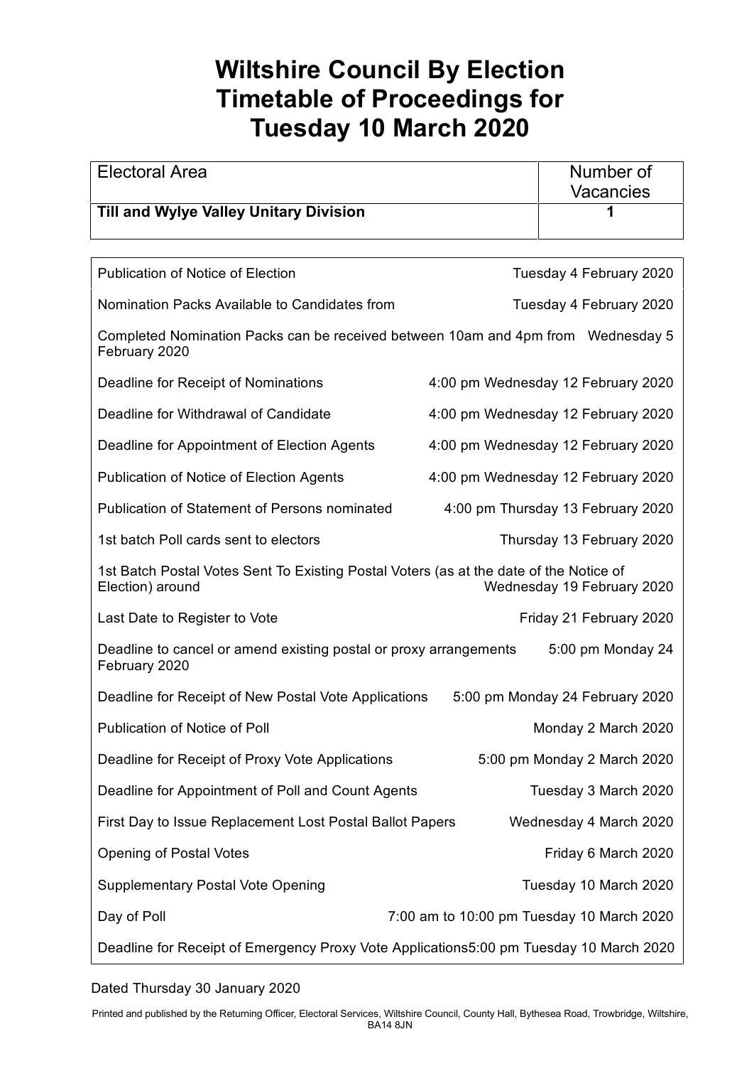# Wiltshire Council By Election Timetable of Proceedings for Tuesday 10 March 2020

| Electoral Area | Number of Vacancies |
|---|---|
| **Till and Wylye Valley Unitary Division** | **1** |

| | |
|---|---|
| Publication of Notice of Election | Tuesday 4 February 2020 |
| Nomination Packs Available to Candidates from | Tuesday 4 February 2020 |
| Completed Nomination Packs can be received between 10am and 4pm from | Wednesday 5 February 2020 |
| Deadline for Receipt of Nominations | 4:00 pm Wednesday 12 February 2020 |
| Deadline for Withdrawal of Candidate | 4:00 pm Wednesday 12 February 2020 |
| Deadline for Appointment of Election Agents | 4:00 pm Wednesday 12 February 2020 |
| Publication of Notice of Election Agents | 4:00 pm Wednesday 12 February 2020 |
| Publication of Statement of Persons nominated | 4:00 pm Thursday 13 February 2020 |
| 1st batch Poll cards sent to electors | Thursday 13 February 2020 |
| 1st Batch Postal Votes Sent To Existing Postal Voters (as at the date of the Notice of Election) around | Wednesday 19 February 2020 |
| Last Date to Register to Vote | Friday 21 February 2020 |
| Deadline to cancel or amend existing postal or proxy arrangements | 5:00 pm Monday 24 February 2020 |
| Deadline for Receipt of New Postal Vote Applications | 5:00 pm Monday 24 February 2020 |
| Publication of Notice of Poll | Monday 2 March 2020 |
| Deadline for Receipt of Proxy Vote Applications | 5:00 pm Monday 2 March 2020 |
| Deadline for Appointment of Poll and Count Agents | Tuesday 3 March 2020 |
| First Day to Issue Replacement Lost Postal Ballot Papers | Wednesday 4 March 2020 |
| Opening of Postal Votes | Friday 6 March 2020 |
| Supplementary Postal Vote Opening | Tuesday 10 March 2020 |
| Day of Poll | 7:00 am to 10:00 pm Tuesday 10 March 2020 |
| Deadline for Receipt of Emergency Proxy Vote Applications | 5:00 pm Tuesday 10 March 2020 |

Dated Thursday 30 January 2020

Printed and published by the Returning Officer, Electoral Services, Wiltshire Council, County Hall, Bythesea Road, Trowbridge, Wiltshire, BA14 8JN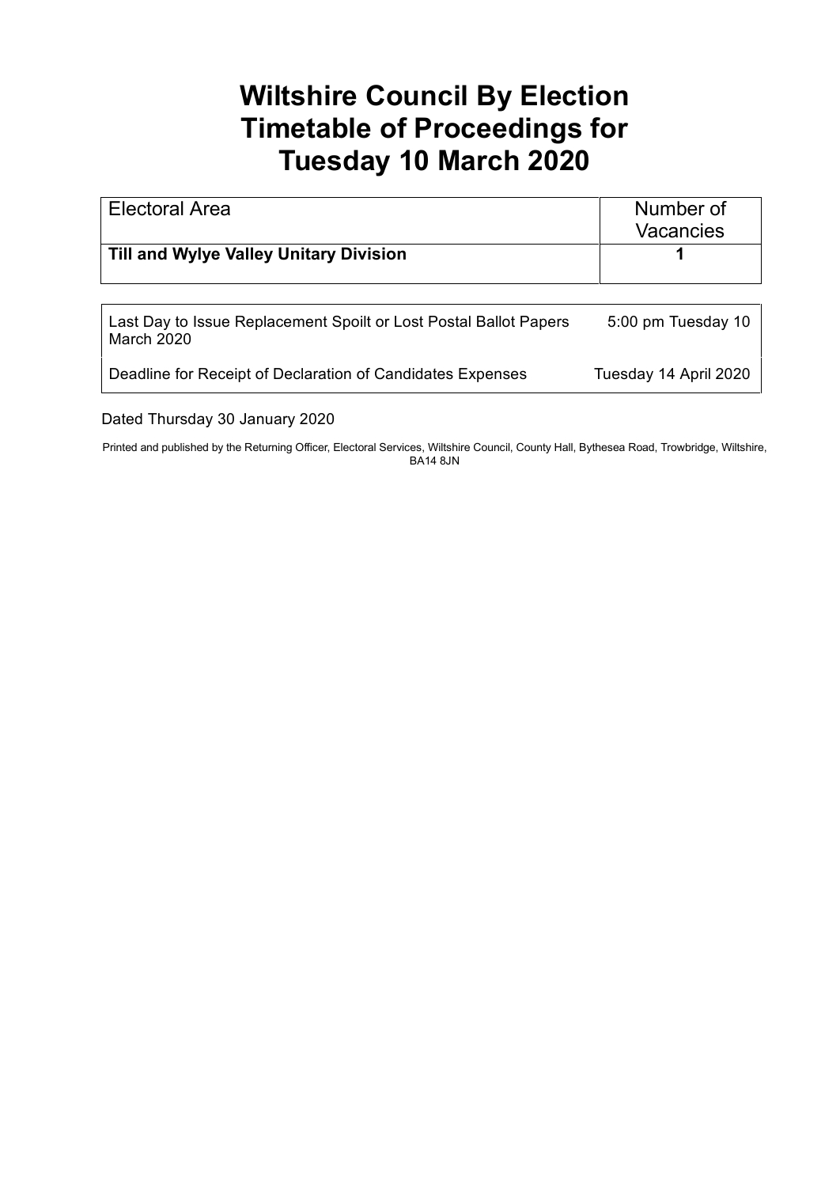# Wiltshire Council By Election Timetable of Proceedings for Tuesday 10 March 2020

| Electoral Area | Number of Vacancies |
|---|---|
| **Till and Wylye Valley Unitary Division** | **1** |

| | |
|---|---|
| Last Day to Issue Replacement Spoilt or Lost Postal Ballot Papers | 5:00 pm Tuesday 10 March 2020 |
| Deadline for Receipt of Declaration of Candidates Expenses | Tuesday 14 April 2020 |

Dated Thursday 30 January 2020

Printed and published by the Returning Officer, Electoral Services, Wiltshire Council, County Hall, Bythesea Road, Trowbridge, Wiltshire, BA14 8JN